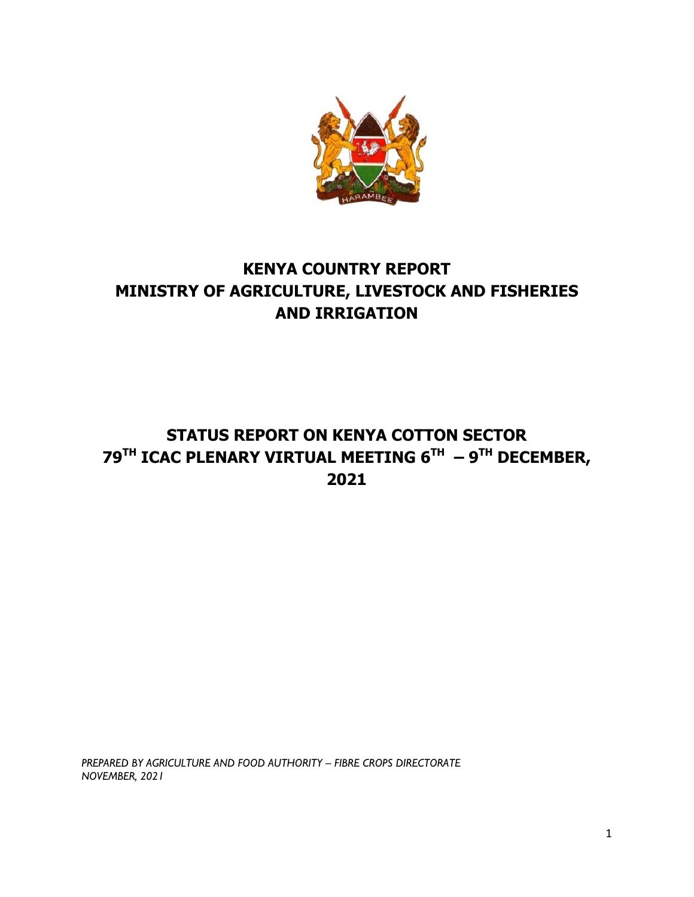# KENYA COUNTRY REPORT
# MINISTRY OF AGRICULTURE, LIVESTOCK AND FISHERIES AND IRRIGATION

## STATUS REPORT ON KENYA COTTON SECTOR
## 79TH ICAC PLENARY VIRTUAL MEETING 6TH – 9TH DECEMBER, 2021

*PREPARED BY AGRICULTURE AND FOOD AUTHORITY – FIBRE CROPS DIRECTORATE*
*NOVEMBER, 2021*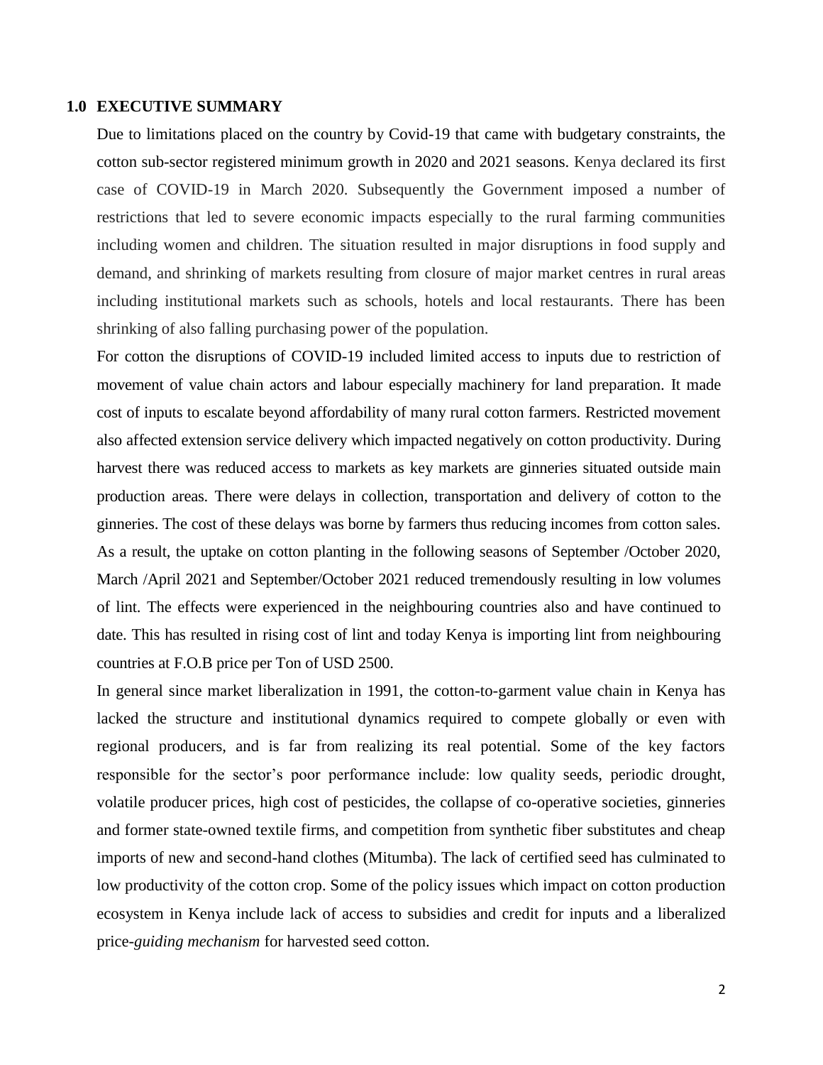## 1.0 EXECUTIVE SUMMARY

Due to limitations placed on the country by Covid-19 that came with budgetary constraints, the cotton sub-sector registered minimum growth in 2020 and 2021 seasons. Kenya declared its first case of COVID-19 in March 2020. Subsequently the Government imposed a number of restrictions that led to severe economic impacts especially to the rural farming communities including women and children. The situation resulted in major disruptions in food supply and demand, and shrinking of markets resulting from closure of major market centres in rural areas including institutional markets such as schools, hotels and local restaurants. There has been shrinking of also falling purchasing power of the population.

For cotton the disruptions of COVID-19 included limited access to inputs due to restriction of movement of value chain actors and labour especially machinery for land preparation. It made cost of inputs to escalate beyond affordability of many rural cotton farmers. Restricted movement also affected extension service delivery which impacted negatively on cotton productivity. During harvest there was reduced access to markets as key markets are ginneries situated outside main production areas. There were delays in collection, transportation and delivery of cotton to the ginneries. The cost of these delays was borne by farmers thus reducing incomes from cotton sales. As a result, the uptake on cotton planting in the following seasons of September /October 2020, March /April 2021 and September/October 2021 reduced tremendously resulting in low volumes of lint. The effects were experienced in the neighbouring countries also and have continued to date. This has resulted in rising cost of lint and today Kenya is importing lint from neighbouring countries at F.O.B price per Ton of USD 2500.

In general since market liberalization in 1991, the cotton-to-garment value chain in Kenya has lacked the structure and institutional dynamics required to compete globally or even with regional producers, and is far from realizing its real potential. Some of the key factors responsible for the sector's poor performance include: low quality seeds, periodic drought, volatile producer prices, high cost of pesticides, the collapse of co-operative societies, ginneries and former state-owned textile firms, and competition from synthetic fiber substitutes and cheap imports of new and second-hand clothes (Mitumba). The lack of certified seed has culminated to low productivity of the cotton crop. Some of the policy issues which impact on cotton production ecosystem in Kenya include lack of access to subsidies and credit for inputs and a liberalized price-*guiding mechanism* for harvested seed cotton.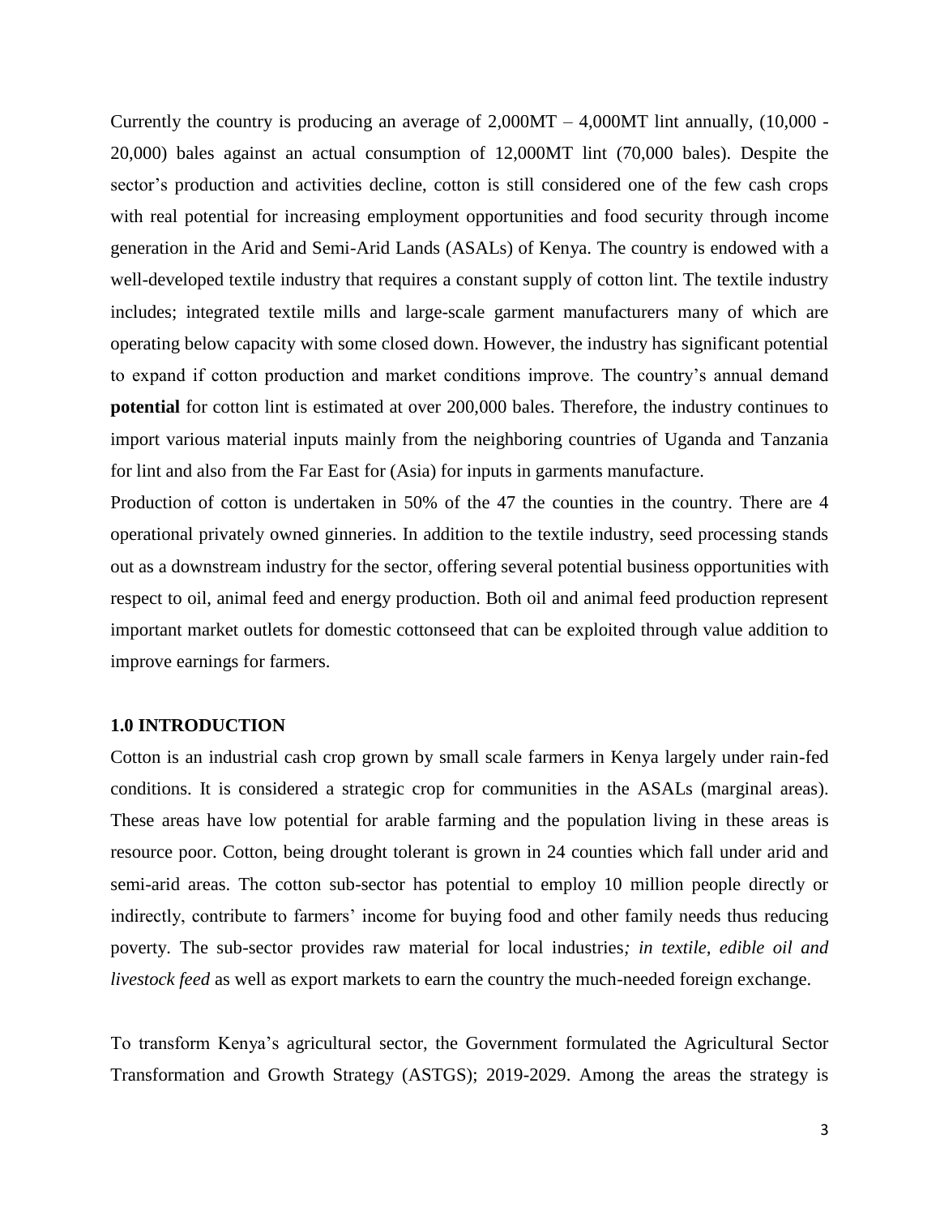Currently the country is producing an average of 2,000MT – 4,000MT lint annually, (10,000 - 20,000) bales against an actual consumption of 12,000MT lint (70,000 bales). Despite the sector's production and activities decline, cotton is still considered one of the few cash crops with real potential for increasing employment opportunities and food security through income generation in the Arid and Semi-Arid Lands (ASALs) of Kenya. The country is endowed with a well-developed textile industry that requires a constant supply of cotton lint. The textile industry includes; integrated textile mills and large-scale garment manufacturers many of which are operating below capacity with some closed down. However, the industry has significant potential to expand if cotton production and market conditions improve. The country's annual demand **potential** for cotton lint is estimated at over 200,000 bales. Therefore, the industry continues to import various material inputs mainly from the neighboring countries of Uganda and Tanzania for lint and also from the Far East for (Asia) for inputs in garments manufacture.

Production of cotton is undertaken in 50% of the 47 the counties in the country. There are 4 operational privately owned ginneries. In addition to the textile industry, seed processing stands out as a downstream industry for the sector, offering several potential business opportunities with respect to oil, animal feed and energy production. Both oil and animal feed production represent important market outlets for domestic cottonseed that can be exploited through value addition to improve earnings for farmers.

## 1.0 INTRODUCTION

Cotton is an industrial cash crop grown by small scale farmers in Kenya largely under rain-fed conditions. It is considered a strategic crop for communities in the ASALs (marginal areas). These areas have low potential for arable farming and the population living in these areas is resource poor. Cotton, being drought tolerant is grown in 24 counties which fall under arid and semi-arid areas. The cotton sub-sector has potential to employ 10 million people directly or indirectly, contribute to farmers' income for buying food and other family needs thus reducing poverty. The sub-sector provides raw material for local industries*; in textile, edible oil and livestock feed* as well as export markets to earn the country the much-needed foreign exchange.

To transform Kenya's agricultural sector, the Government formulated the Agricultural Sector Transformation and Growth Strategy (ASTGS); 2019-2029. Among the areas the strategy is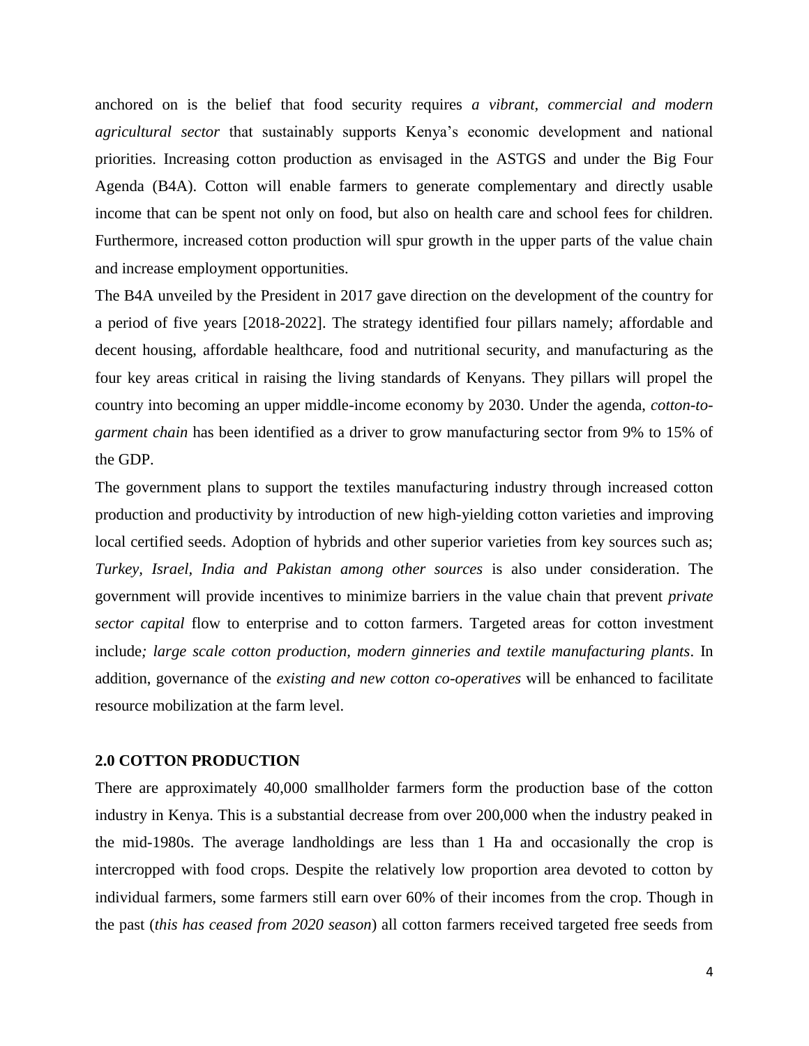anchored on is the belief that food security requires *a vibrant, commercial and modern agricultural sector* that sustainably supports Kenya's economic development and national priorities. Increasing cotton production as envisaged in the ASTGS and under the Big Four Agenda (B4A). Cotton will enable farmers to generate complementary and directly usable income that can be spent not only on food, but also on health care and school fees for children. Furthermore, increased cotton production will spur growth in the upper parts of the value chain and increase employment opportunities.

The B4A unveiled by the President in 2017 gave direction on the development of the country for a period of five years [2018-2022]. The strategy identified four pillars namely; affordable and decent housing, affordable healthcare, food and nutritional security, and manufacturing as the four key areas critical in raising the living standards of Kenyans. They pillars will propel the country into becoming an upper middle-income economy by 2030. Under the agenda, *cotton-to-garment chain* has been identified as a driver to grow manufacturing sector from 9% to 15% of the GDP.

The government plans to support the textiles manufacturing industry through increased cotton production and productivity by introduction of new high-yielding cotton varieties and improving local certified seeds. Adoption of hybrids and other superior varieties from key sources such as; *Turkey, Israel, India and Pakistan among other sources* is also under consideration. The government will provide incentives to minimize barriers in the value chain that prevent *private sector capital* flow to enterprise and to cotton farmers. Targeted areas for cotton investment include*; large scale cotton production, modern ginneries and textile manufacturing plants*. In addition, governance of the *existing and new cotton co-operatives* will be enhanced to facilitate resource mobilization at the farm level.

## 2.0 COTTON PRODUCTION

There are approximately 40,000 smallholder farmers form the production base of the cotton industry in Kenya. This is a substantial decrease from over 200,000 when the industry peaked in the mid-1980s. The average landholdings are less than 1 Ha and occasionally the crop is intercropped with food crops. Despite the relatively low proportion area devoted to cotton by individual farmers, some farmers still earn over 60% of their incomes from the crop. Though in the past (*this has ceased from 2020 season*) all cotton farmers received targeted free seeds from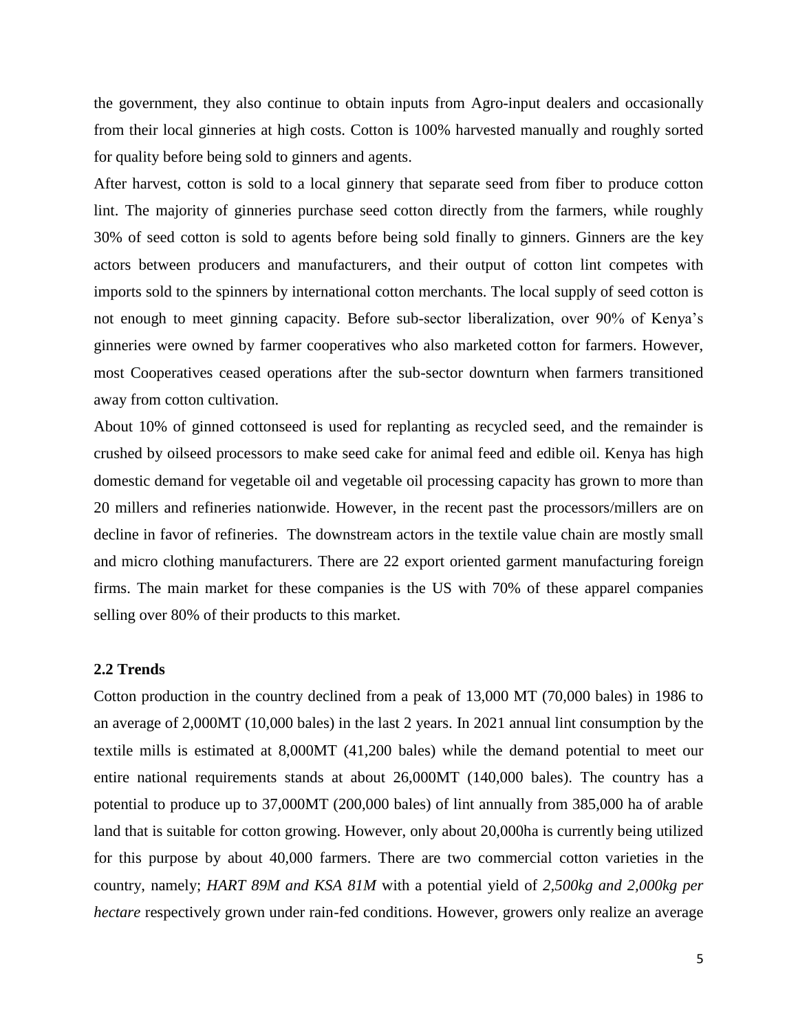the government, they also continue to obtain inputs from Agro-input dealers and occasionally from their local ginneries at high costs. Cotton is 100% harvested manually and roughly sorted for quality before being sold to ginners and agents.

After harvest, cotton is sold to a local ginnery that separate seed from fiber to produce cotton lint. The majority of ginneries purchase seed cotton directly from the farmers, while roughly 30% of seed cotton is sold to agents before being sold finally to ginners. Ginners are the key actors between producers and manufacturers, and their output of cotton lint competes with imports sold to the spinners by international cotton merchants. The local supply of seed cotton is not enough to meet ginning capacity. Before sub-sector liberalization, over 90% of Kenya's ginneries were owned by farmer cooperatives who also marketed cotton for farmers. However, most Cooperatives ceased operations after the sub-sector downturn when farmers transitioned away from cotton cultivation.

About 10% of ginned cottonseed is used for replanting as recycled seed, and the remainder is crushed by oilseed processors to make seed cake for animal feed and edible oil. Kenya has high domestic demand for vegetable oil and vegetable oil processing capacity has grown to more than 20 millers and refineries nationwide. However, in the recent past the processors/millers are on decline in favor of refineries. The downstream actors in the textile value chain are mostly small and micro clothing manufacturers. There are 22 export oriented garment manufacturing foreign firms. The main market for these companies is the US with 70% of these apparel companies selling over 80% of their products to this market.

### 2.2 Trends

Cotton production in the country declined from a peak of 13,000 MT (70,000 bales) in 1986 to an average of 2,000MT (10,000 bales) in the last 2 years. In 2021 annual lint consumption by the textile mills is estimated at 8,000MT (41,200 bales) while the demand potential to meet our entire national requirements stands at about 26,000MT (140,000 bales). The country has a potential to produce up to 37,000MT (200,000 bales) of lint annually from 385,000 ha of arable land that is suitable for cotton growing. However, only about 20,000ha is currently being utilized for this purpose by about 40,000 farmers. There are two commercial cotton varieties in the country, namely; *HART 89M and KSA 81M* with a potential yield of *2,500kg and 2,000kg per hectare* respectively grown under rain-fed conditions. However, growers only realize an average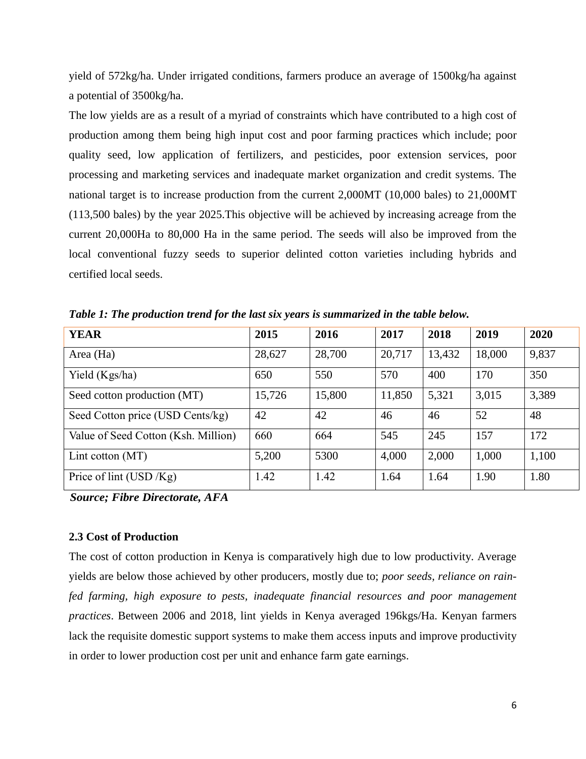yield of 572kg/ha. Under irrigated conditions, farmers produce an average of 1500kg/ha against a potential of 3500kg/ha.

The low yields are as a result of a myriad of constraints which have contributed to a high cost of production among them being high input cost and poor farming practices which include; poor quality seed, low application of fertilizers, and pesticides, poor extension services, poor processing and marketing services and inadequate market organization and credit systems. The national target is to increase production from the current 2,000MT (10,000 bales) to 21,000MT (113,500 bales) by the year 2025.This objective will be achieved by increasing acreage from the current 20,000Ha to 80,000 Ha in the same period. The seeds will also be improved from the local conventional fuzzy seeds to superior delinted cotton varieties including hybrids and certified local seeds.

***Table 1: The production trend for the last six years is summarized in the table below.***

| **YEAR** | **2015** | **2016** | **2017** | **2018** | **2019** | **2020** |
|---|---|---|---|---|---|---|
| Area (Ha) | 28,627 | 28,700 | 20,717 | 13,432 | 18,000 | 9,837 |
| Yield (Kgs/ha) | 650 | 550 | 570 | 400 | 170 | 350 |
| Seed cotton production (MT) | 15,726 | 15,800 | 11,850 | 5,321 | 3,015 | 3,389 |
| Seed Cotton price (USD Cents/kg) | 42 | 42 | 46 | 46 | 52 | 48 |
| Value of Seed Cotton (Ksh. Million) | 660 | 664 | 545 | 245 | 157 | 172 |
| Lint cotton (MT) | 5,200 | 5300 | 4,000 | 2,000 | 1,000 | 1,100 |
| Price of lint (USD /Kg) | 1.42 | 1.42 | 1.64 | 1.64 | 1.90 | 1.80 |

***Source; Fibre Directorate, AFA***

### 2.3 Cost of Production

The cost of cotton production in Kenya is comparatively high due to low productivity. Average yields are below those achieved by other producers, mostly due to; *poor seeds, reliance on rain-fed farming, high exposure to pests, inadequate financial resources and poor management practices*. Between 2006 and 2018, lint yields in Kenya averaged 196kgs/Ha. Kenyan farmers lack the requisite domestic support systems to make them access inputs and improve productivity in order to lower production cost per unit and enhance farm gate earnings.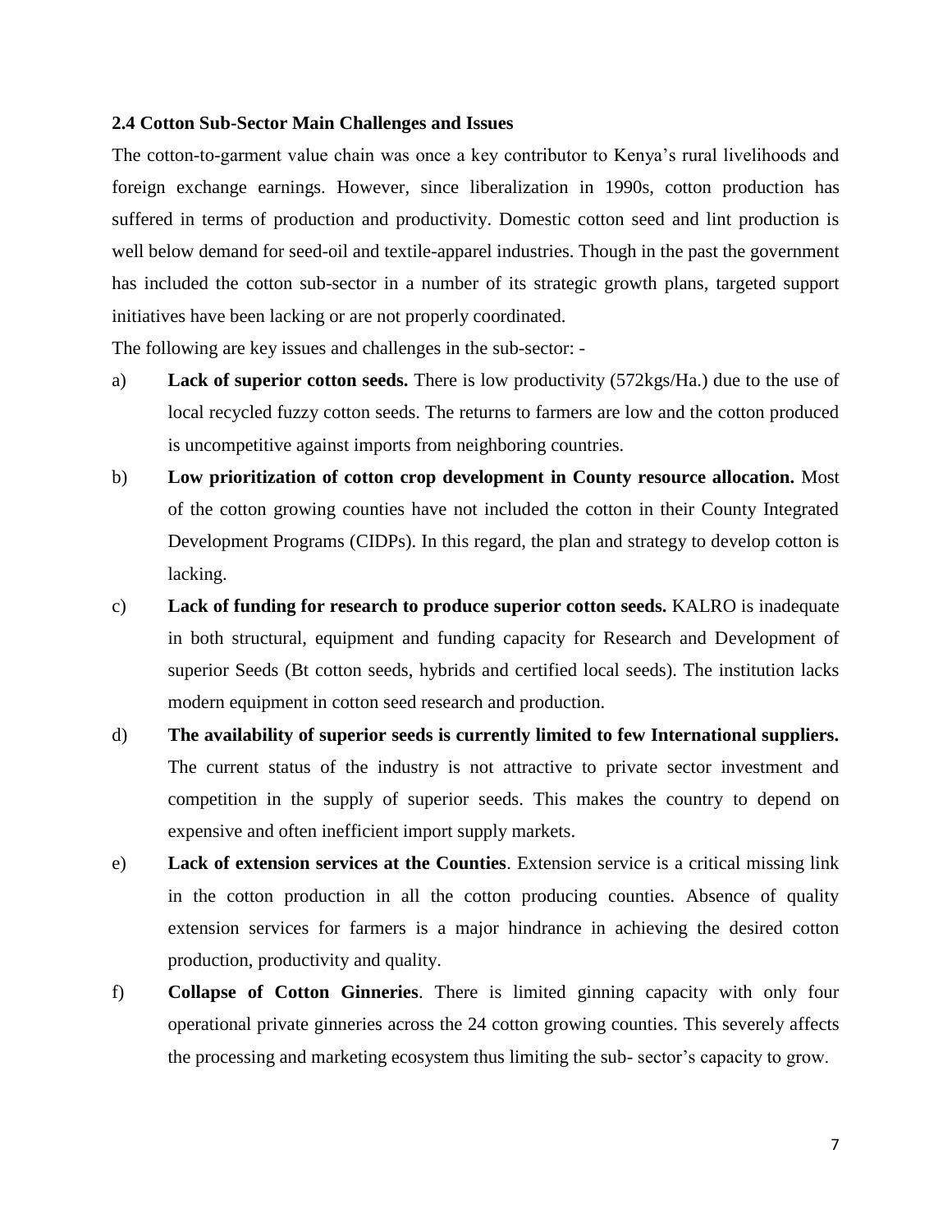### 2.4 Cotton Sub-Sector Main Challenges and Issues

The cotton-to-garment value chain was once a key contributor to Kenya's rural livelihoods and foreign exchange earnings. However, since liberalization in 1990s, cotton production has suffered in terms of production and productivity. Domestic cotton seed and lint production is well below demand for seed-oil and textile-apparel industries. Though in the past the government has included the cotton sub-sector in a number of its strategic growth plans, targeted support initiatives have been lacking or are not properly coordinated.

The following are key issues and challenges in the sub-sector: -

a) **Lack of superior cotton seeds.** There is low productivity (572kgs/Ha.) due to the use of local recycled fuzzy cotton seeds. The returns to farmers are low and the cotton produced is uncompetitive against imports from neighboring countries.

b) **Low prioritization of cotton crop development in County resource allocation.** Most of the cotton growing counties have not included the cotton in their County Integrated Development Programs (CIDPs). In this regard, the plan and strategy to develop cotton is lacking.

c) **Lack of funding for research to produce superior cotton seeds.** KALRO is inadequate in both structural, equipment and funding capacity for Research and Development of superior Seeds (Bt cotton seeds, hybrids and certified local seeds). The institution lacks modern equipment in cotton seed research and production.

d) **The availability of superior seeds is currently limited to few International suppliers.** The current status of the industry is not attractive to private sector investment and competition in the supply of superior seeds. This makes the country to depend on expensive and often inefficient import supply markets.

e) **Lack of extension services at the Counties**. Extension service is a critical missing link in the cotton production in all the cotton producing counties. Absence of quality extension services for farmers is a major hindrance in achieving the desired cotton production, productivity and quality.

f) **Collapse of Cotton Ginneries**. There is limited ginning capacity with only four operational private ginneries across the 24 cotton growing counties. This severely affects the processing and marketing ecosystem thus limiting the sub- sector's capacity to grow.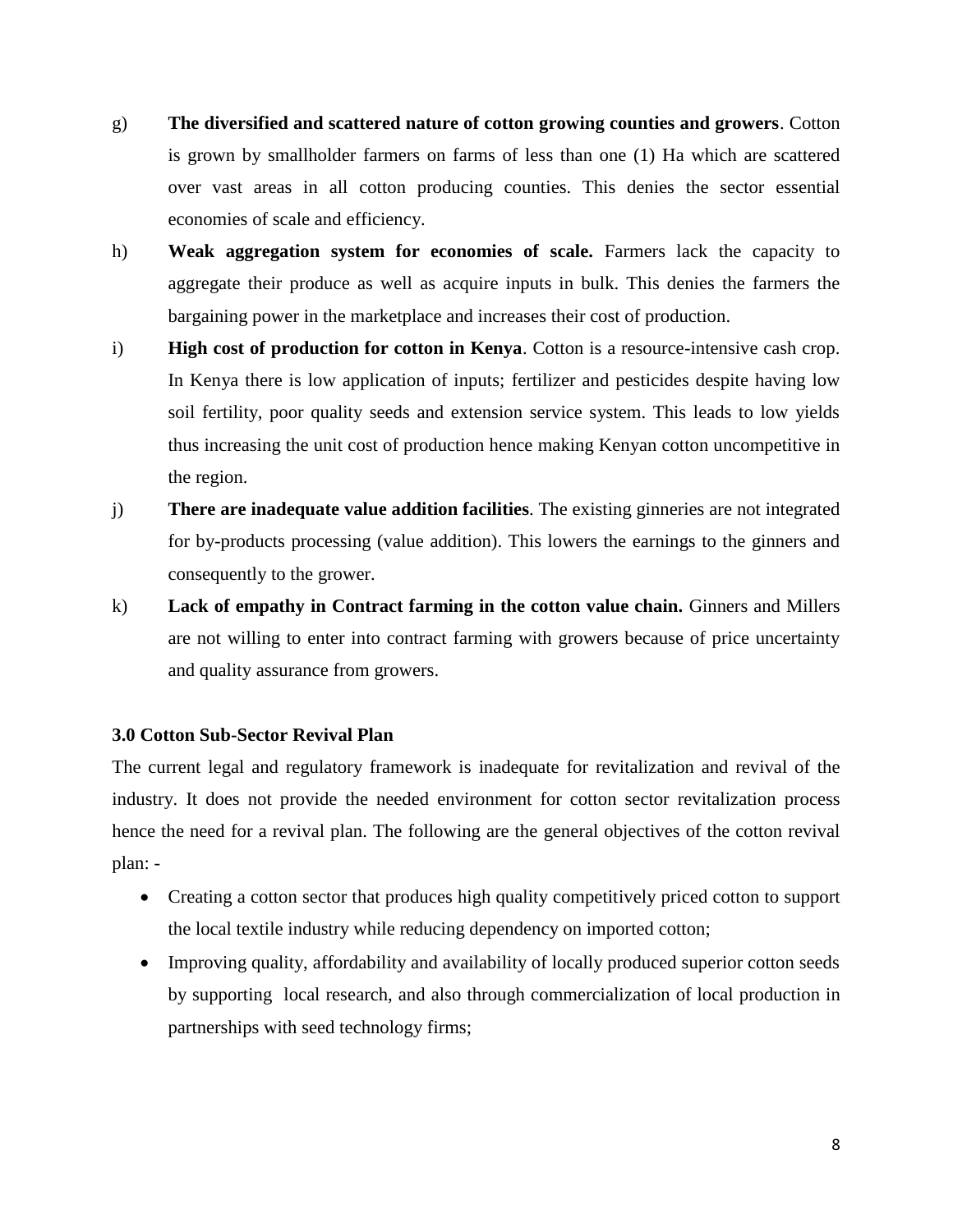g) **The diversified and scattered nature of cotton growing counties and growers**. Cotton is grown by smallholder farmers on farms of less than one (1) Ha which are scattered over vast areas in all cotton producing counties. This denies the sector essential economies of scale and efficiency.

h) **Weak aggregation system for economies of scale.** Farmers lack the capacity to aggregate their produce as well as acquire inputs in bulk. This denies the farmers the bargaining power in the marketplace and increases their cost of production.

i) **High cost of production for cotton in Kenya**. Cotton is a resource-intensive cash crop. In Kenya there is low application of inputs; fertilizer and pesticides despite having low soil fertility, poor quality seeds and extension service system. This leads to low yields thus increasing the unit cost of production hence making Kenyan cotton uncompetitive in the region.

j) **There are inadequate value addition facilities**. The existing ginneries are not integrated for by-products processing (value addition). This lowers the earnings to the ginners and consequently to the grower.

k) **Lack of empathy in Contract farming in the cotton value chain.** Ginners and Millers are not willing to enter into contract farming with growers because of price uncertainty and quality assurance from growers.

**3.0 Cotton Sub-Sector Revival Plan**

The current legal and regulatory framework is inadequate for revitalization and revival of the industry. It does not provide the needed environment for cotton sector revitalization process hence the need for a revival plan. The following are the general objectives of the cotton revival plan: -

- Creating a cotton sector that produces high quality competitively priced cotton to support the local textile industry while reducing dependency on imported cotton;
- Improving quality, affordability and availability of locally produced superior cotton seeds by supporting local research, and also through commercialization of local production in partnerships with seed technology firms;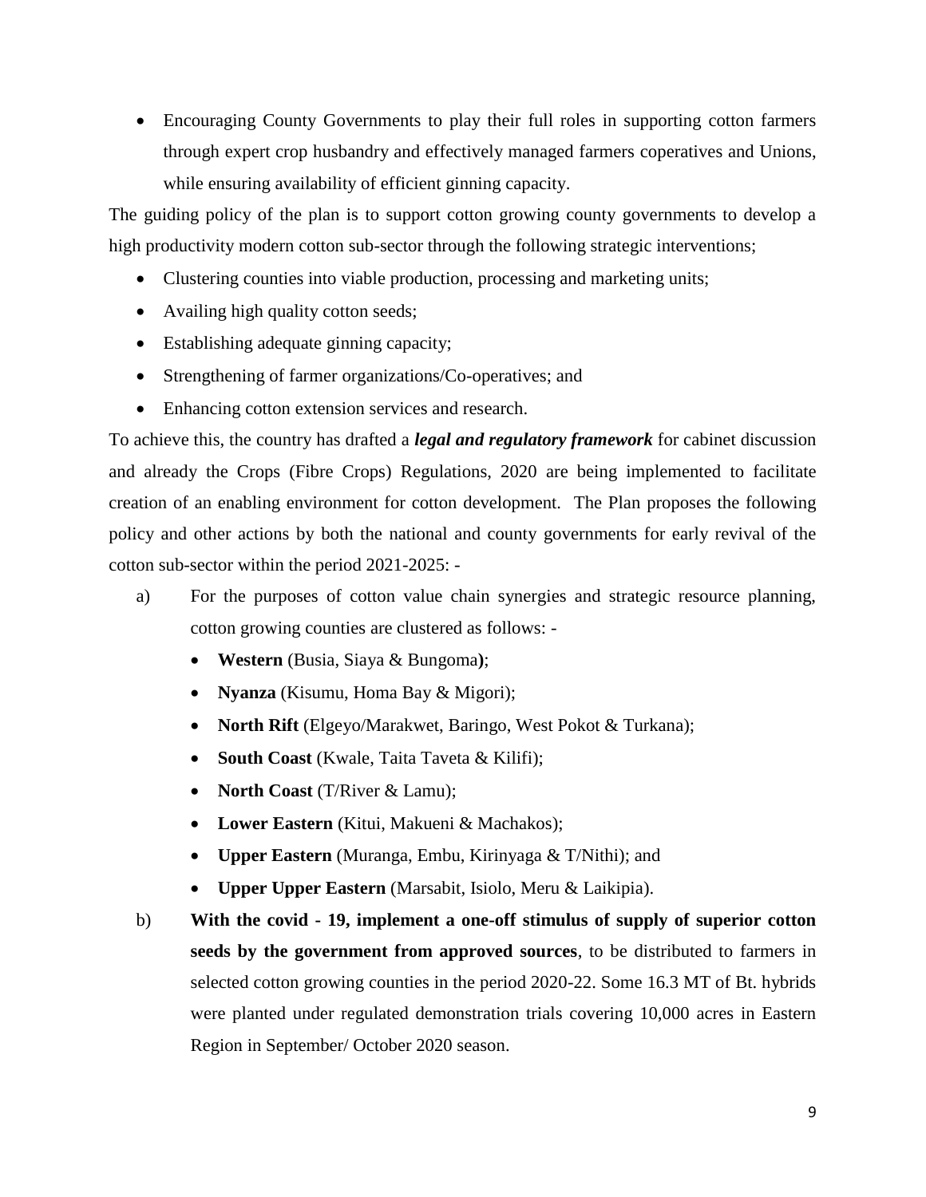- Encouraging County Governments to play their full roles in supporting cotton farmers through expert crop husbandry and effectively managed farmers coperatives and Unions, while ensuring availability of efficient ginning capacity.

The guiding policy of the plan is to support cotton growing county governments to develop a high productivity modern cotton sub-sector through the following strategic interventions;

- Clustering counties into viable production, processing and marketing units;
- Availing high quality cotton seeds;
- Establishing adequate ginning capacity;
- Strengthening of farmer organizations/Co-operatives; and
- Enhancing cotton extension services and research.

To achieve this, the country has drafted a ***legal and regulatory framework*** for cabinet discussion and already the Crops (Fibre Crops) Regulations, 2020 are being implemented to facilitate creation of an enabling environment for cotton development. The Plan proposes the following policy and other actions by both the national and county governments for early revival of the cotton sub-sector within the period 2021-2025: -

a) For the purposes of cotton value chain synergies and strategic resource planning, cotton growing counties are clustered as follows: -
   - **Western** (Busia, Siaya & Bungoma**)**;
   - **Nyanza** (Kisumu, Homa Bay & Migori);
   - **North Rift** (Elgeyo/Marakwet, Baringo, West Pokot & Turkana);
   - **South Coast** (Kwale, Taita Taveta & Kilifi);
   - **North Coast** (T/River & Lamu);
   - **Lower Eastern** (Kitui, Makueni & Machakos);
   - **Upper Eastern** (Muranga, Embu, Kirinyaga & T/Nithi); and
   - **Upper Upper Eastern** (Marsabit, Isiolo, Meru & Laikipia).

b) **With the covid - 19, implement a one-off stimulus of supply of superior cotton seeds by the government from approved sources**, to be distributed to farmers in selected cotton growing counties in the period 2020-22. Some 16.3 MT of Bt. hybrids were planted under regulated demonstration trials covering 10,000 acres in Eastern Region in September/ October 2020 season.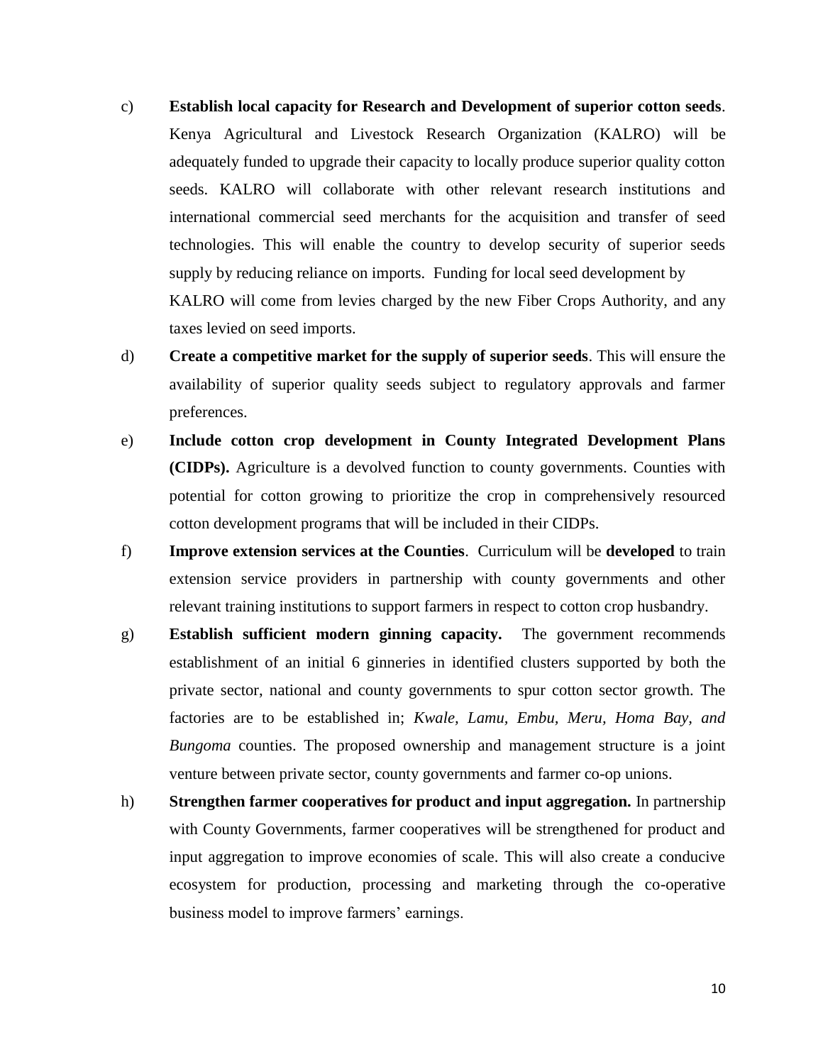c) **Establish local capacity for Research and Development of superior cotton seeds**. Kenya Agricultural and Livestock Research Organization (KALRO) will be adequately funded to upgrade their capacity to locally produce superior quality cotton seeds. KALRO will collaborate with other relevant research institutions and international commercial seed merchants for the acquisition and transfer of seed technologies. This will enable the country to develop security of superior seeds supply by reducing reliance on imports. Funding for local seed development by KALRO will come from levies charged by the new Fiber Crops Authority, and any taxes levied on seed imports.

d) **Create a competitive market for the supply of superior seeds**. This will ensure the availability of superior quality seeds subject to regulatory approvals and farmer preferences.

e) **Include cotton crop development in County Integrated Development Plans (CIDPs).** Agriculture is a devolved function to county governments. Counties with potential for cotton growing to prioritize the crop in comprehensively resourced cotton development programs that will be included in their CIDPs.

f) **Improve extension services at the Counties**. Curriculum will be **developed** to train extension service providers in partnership with county governments and other relevant training institutions to support farmers in respect to cotton crop husbandry.

g) **Establish sufficient modern ginning capacity.** The government recommends establishment of an initial 6 ginneries in identified clusters supported by both the private sector, national and county governments to spur cotton sector growth. The factories are to be established in; *Kwale, Lamu, Embu, Meru, Homa Bay, and Bungoma* counties. The proposed ownership and management structure is a joint venture between private sector, county governments and farmer co-op unions.

h) **Strengthen farmer cooperatives for product and input aggregation.** In partnership with County Governments, farmer cooperatives will be strengthened for product and input aggregation to improve economies of scale. This will also create a conducive ecosystem for production, processing and marketing through the co-operative business model to improve farmers' earnings.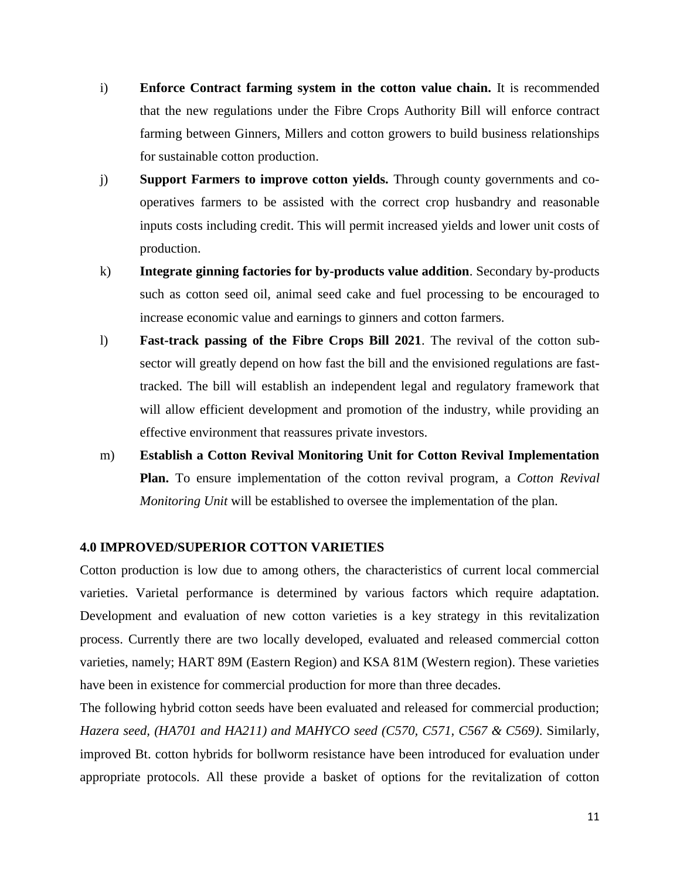i) **Enforce Contract farming system in the cotton value chain.** It is recommended that the new regulations under the Fibre Crops Authority Bill will enforce contract farming between Ginners, Millers and cotton growers to build business relationships for sustainable cotton production.

j) **Support Farmers to improve cotton yields.** Through county governments and co-operatives farmers to be assisted with the correct crop husbandry and reasonable inputs costs including credit. This will permit increased yields and lower unit costs of production.

k) **Integrate ginning factories for by-products value addition**. Secondary by-products such as cotton seed oil, animal seed cake and fuel processing to be encouraged to increase economic value and earnings to ginners and cotton farmers.

l) **Fast-track passing of the Fibre Crops Bill 2021**. The revival of the cotton sub-sector will greatly depend on how fast the bill and the envisioned regulations are fast-tracked. The bill will establish an independent legal and regulatory framework that will allow efficient development and promotion of the industry, while providing an effective environment that reassures private investors.

m) **Establish a Cotton Revival Monitoring Unit for Cotton Revival Implementation Plan.** To ensure implementation of the cotton revival program, a *Cotton Revival Monitoring Unit* will be established to oversee the implementation of the plan.

## 4.0 IMPROVED/SUPERIOR COTTON VARIETIES

Cotton production is low due to among others, the characteristics of current local commercial varieties. Varietal performance is determined by various factors which require adaptation. Development and evaluation of new cotton varieties is a key strategy in this revitalization process. Currently there are two locally developed, evaluated and released commercial cotton varieties, namely; HART 89M (Eastern Region) and KSA 81M (Western region). These varieties have been in existence for commercial production for more than three decades.

The following hybrid cotton seeds have been evaluated and released for commercial production; *Hazera seed, (HA701 and HA211) and MAHYCO seed (C570, C571, C567 & C569)*. Similarly, improved Bt. cotton hybrids for bollworm resistance have been introduced for evaluation under appropriate protocols. All these provide a basket of options for the revitalization of cotton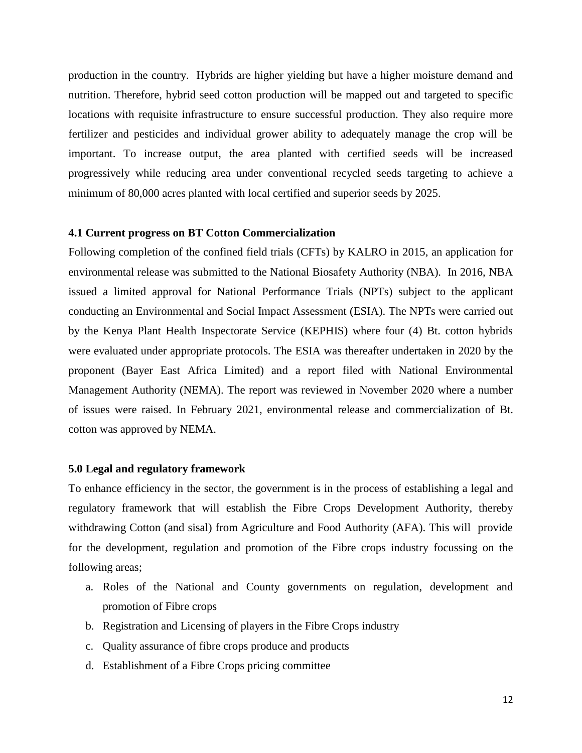production in the country. Hybrids are higher yielding but have a higher moisture demand and nutrition. Therefore, hybrid seed cotton production will be mapped out and targeted to specific locations with requisite infrastructure to ensure successful production. They also require more fertilizer and pesticides and individual grower ability to adequately manage the crop will be important. To increase output, the area planted with certified seeds will be increased progressively while reducing area under conventional recycled seeds targeting to achieve a minimum of 80,000 acres planted with local certified and superior seeds by 2025.

### 4.1 Current progress on BT Cotton Commercialization

Following completion of the confined field trials (CFTs) by KALRO in 2015, an application for environmental release was submitted to the National Biosafety Authority (NBA). In 2016, NBA issued a limited approval for National Performance Trials (NPTs) subject to the applicant conducting an Environmental and Social Impact Assessment (ESIA). The NPTs were carried out by the Kenya Plant Health Inspectorate Service (KEPHIS) where four (4) Bt. cotton hybrids were evaluated under appropriate protocols. The ESIA was thereafter undertaken in 2020 by the proponent (Bayer East Africa Limited) and a report filed with National Environmental Management Authority (NEMA). The report was reviewed in November 2020 where a number of issues were raised. In February 2021, environmental release and commercialization of Bt. cotton was approved by NEMA.

## 5.0 Legal and regulatory framework

To enhance efficiency in the sector, the government is in the process of establishing a legal and regulatory framework that will establish the Fibre Crops Development Authority, thereby withdrawing Cotton (and sisal) from Agriculture and Food Authority (AFA). This will provide for the development, regulation and promotion of the Fibre crops industry focussing on the following areas;

a. Roles of the National and County governments on regulation, development and promotion of Fibre crops
b. Registration and Licensing of players in the Fibre Crops industry
c. Quality assurance of fibre crops produce and products
d. Establishment of a Fibre Crops pricing committee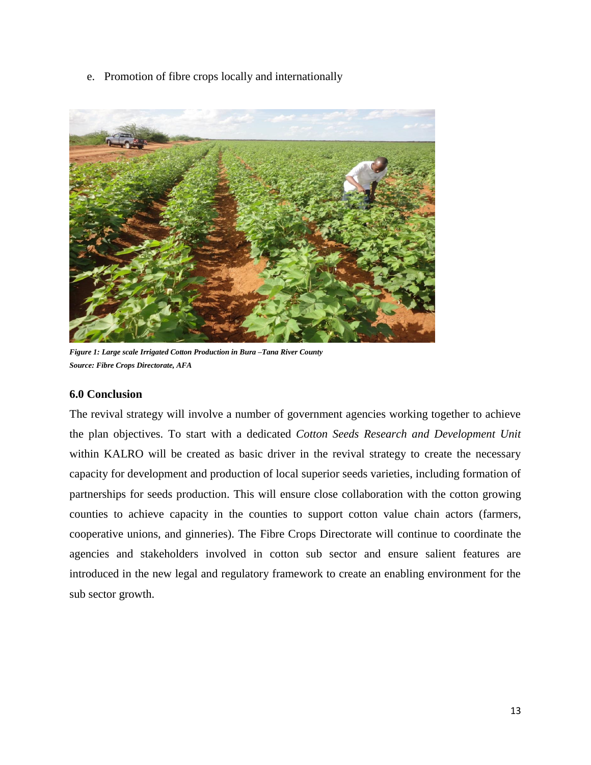e. Promotion of fibre crops locally and internationally

***Figure 1: Large scale Irrigated Cotton Production in Bura –Tana River County***
***Source: Fibre Crops Directorate, AFA***

### 6.0 Conclusion

The revival strategy will involve a number of government agencies working together to achieve the plan objectives. To start with a dedicated *Cotton Seeds Research and Development Unit* within KALRO will be created as basic driver in the revival strategy to create the necessary capacity for development and production of local superior seeds varieties, including formation of partnerships for seeds production. This will ensure close collaboration with the cotton growing counties to achieve capacity in the counties to support cotton value chain actors (farmers, cooperative unions, and ginneries). The Fibre Crops Directorate will continue to coordinate the agencies and stakeholders involved in cotton sub sector and ensure salient features are introduced in the new legal and regulatory framework to create an enabling environment for the sub sector growth.